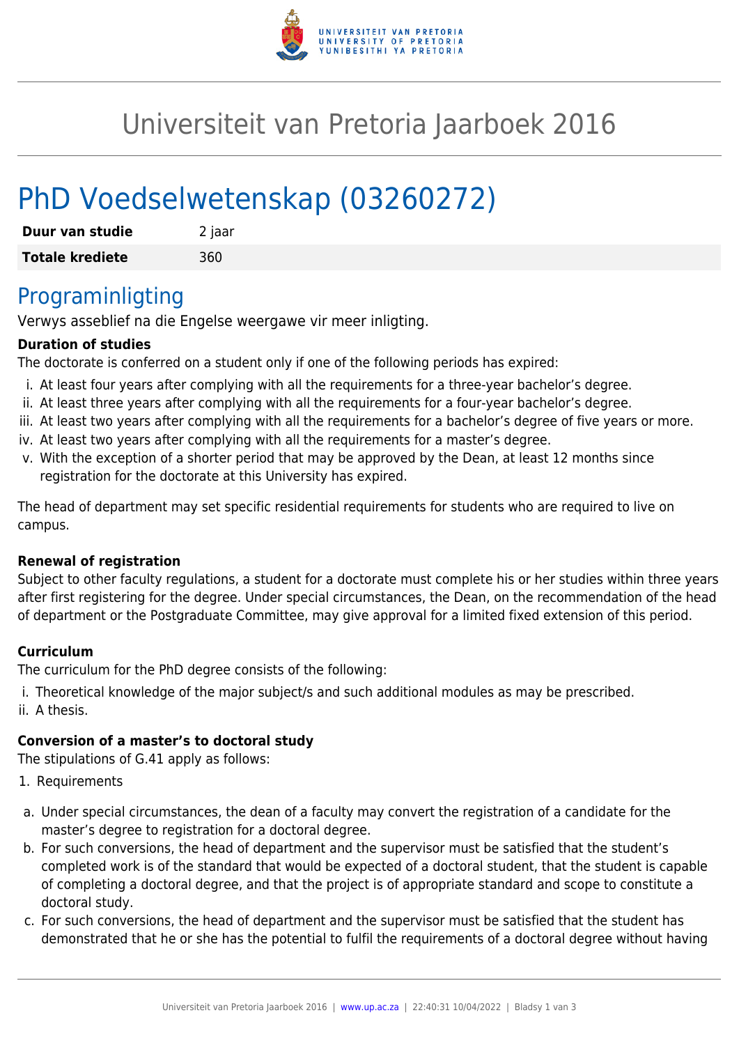# Universiteit van Pretoria Jaarboek 2016

# PhD Voedselwetenskap (03260272)

| **Duur van studie** | 2 jaar |
| --- | --- |
| **Totale krediete** | 360 |

## Programinligting

Verwys asseblief na die Engelse weergawe vir meer inligting.

**Duration of studies**

The doctorate is conferred on a student only if one of the following periods has expired:

i. At least four years after complying with all the requirements for a three-year bachelor's degree.
ii. At least three years after complying with all the requirements for a four-year bachelor's degree.
iii. At least two years after complying with all the requirements for a bachelor's degree of five years or more.
iv. At least two years after complying with all the requirements for a master's degree.
v. With the exception of a shorter period that may be approved by the Dean, at least 12 months since registration for the doctorate at this University has expired.

The head of department may set specific residential requirements for students who are required to live on campus.

**Renewal of registration**

Subject to other faculty regulations, a student for a doctorate must complete his or her studies within three years after first registering for the degree. Under special circumstances, the Dean, on the recommendation of the head of department or the Postgraduate Committee, may give approval for a limited fixed extension of this period.

**Curriculum**

The curriculum for the PhD degree consists of the following:

i. Theoretical knowledge of the major subject/s and such additional modules as may be prescribed.
ii. A thesis.

**Conversion of a master's to doctoral study**

The stipulations of G.41 apply as follows:

1. Requirements

a. Under special circumstances, the dean of a faculty may convert the registration of a candidate for the master's degree to registration for a doctoral degree.
b. For such conversions, the head of department and the supervisor must be satisfied that the student's completed work is of the standard that would be expected of a doctoral student, that the student is capable of completing a doctoral degree, and that the project is of appropriate standard and scope to constitute a doctoral study.
c. For such conversions, the head of department and the supervisor must be satisfied that the student has demonstrated that he or she has the potential to fulfil the requirements of a doctoral degree without having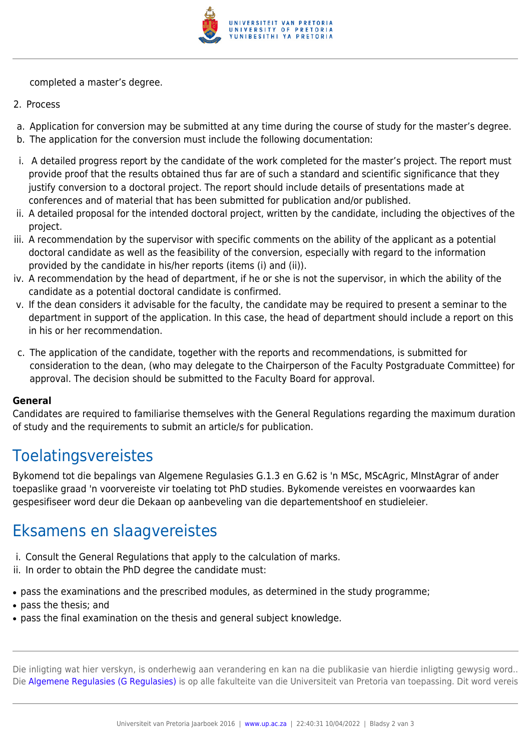completed a master's degree.

2. Process

a. Application for conversion may be submitted at any time during the course of study for the master's degree.
b. The application for the conversion must include the following documentation:

i. A detailed progress report by the candidate of the work completed for the master's project. The report must provide proof that the results obtained thus far are of such a standard and scientific significance that they justify conversion to a doctoral project. The report should include details of presentations made at conferences and of material that has been submitted for publication and/or published.
ii. A detailed proposal for the intended doctoral project, written by the candidate, including the objectives of the project.
iii. A recommendation by the supervisor with specific comments on the ability of the applicant as a potential doctoral candidate as well as the feasibility of the conversion, especially with regard to the information provided by the candidate in his/her reports (items (i) and (ii)).
iv. A recommendation by the head of department, if he or she is not the supervisor, in which the ability of the candidate as a potential doctoral candidate is confirmed.
v. If the dean considers it advisable for the faculty, the candidate may be required to present a seminar to the department in support of the application. In this case, the head of department should include a report on this in his or her recommendation.

c. The application of the candidate, together with the reports and recommendations, is submitted for consideration to the dean, (who may delegate to the Chairperson of the Faculty Postgraduate Committee) for approval. The decision should be submitted to the Faculty Board for approval.

**General**
Candidates are required to familiarise themselves with the General Regulations regarding the maximum duration of study and the requirements to submit an article/s for publication.

## Toelatingsvereistes

Bykomend tot die bepalings van Algemene Regulasies G.1.3 en G.62 is 'n MSc, MScAgric, MInstAgrar of ander toepaslike graad 'n voorvereiste vir toelating tot PhD studies. Bykomende vereistes en voorwaardes kan gespesifiseer word deur die Dekaan op aanbeveling van die departementshoof en studieleier.

## Eksamens en slaagvereistes

i. Consult the General Regulations that apply to the calculation of marks.
ii. In order to obtain the PhD degree the candidate must:

- pass the examinations and the prescribed modules, as determined in the study programme;
- pass the thesis; and
- pass the final examination on the thesis and general subject knowledge.

Die inligting wat hier verskyn, is onderhewig aan verandering en kan na die publikasie van hierdie inligting gewysig word.. Die Algemene Regulasies (G Regulasies) is op alle fakulteite van die Universiteit van Pretoria van toepassing. Dit word vereis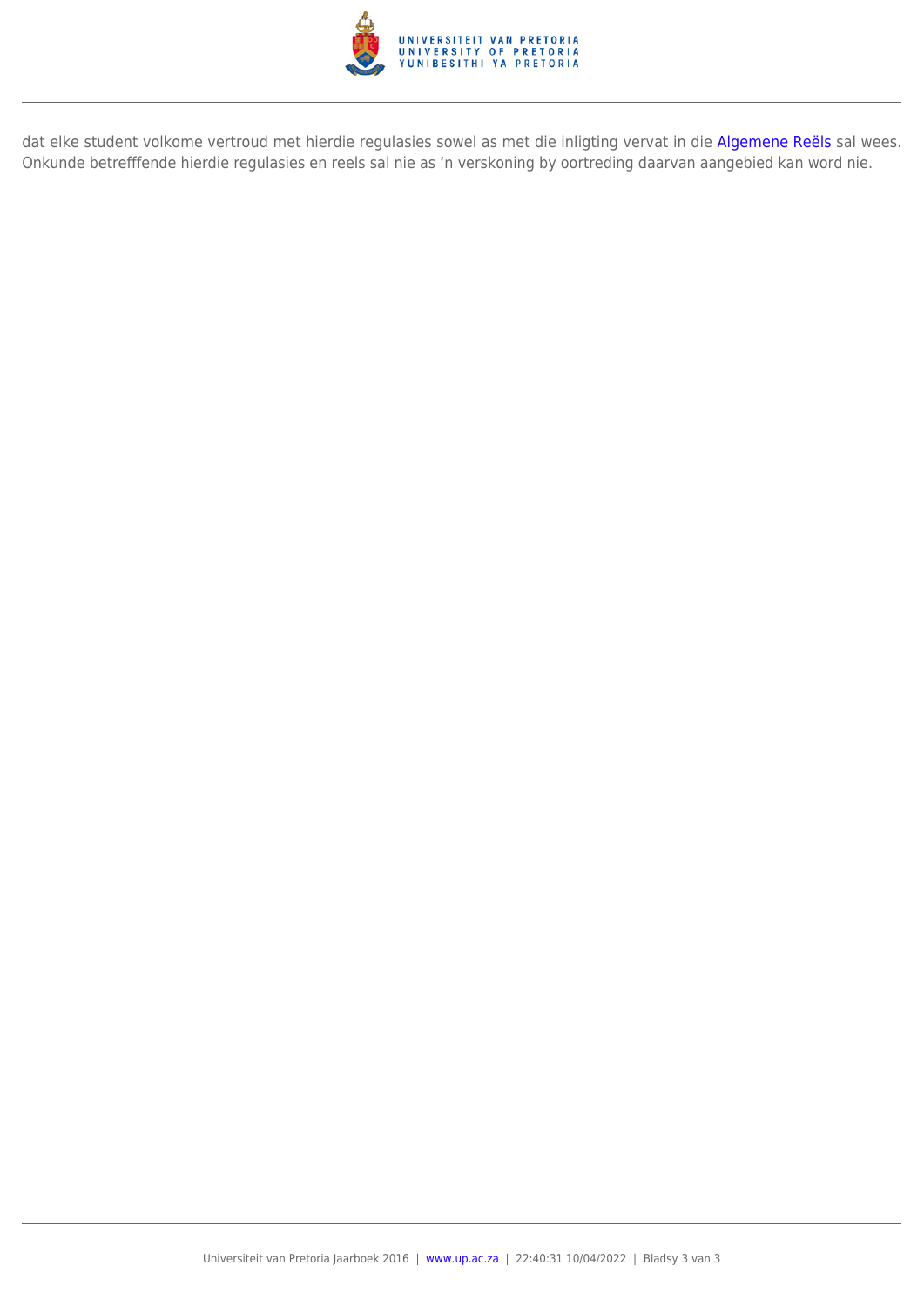dat elke student volkome vertroud met hierdie regulasies sowel as met die inligting vervat in die Algemene Reëls sal wees. Onkunde betrefffende hierdie regulasies en reels sal nie as 'n verskoning by oortreding daarvan aangebied kan word nie.